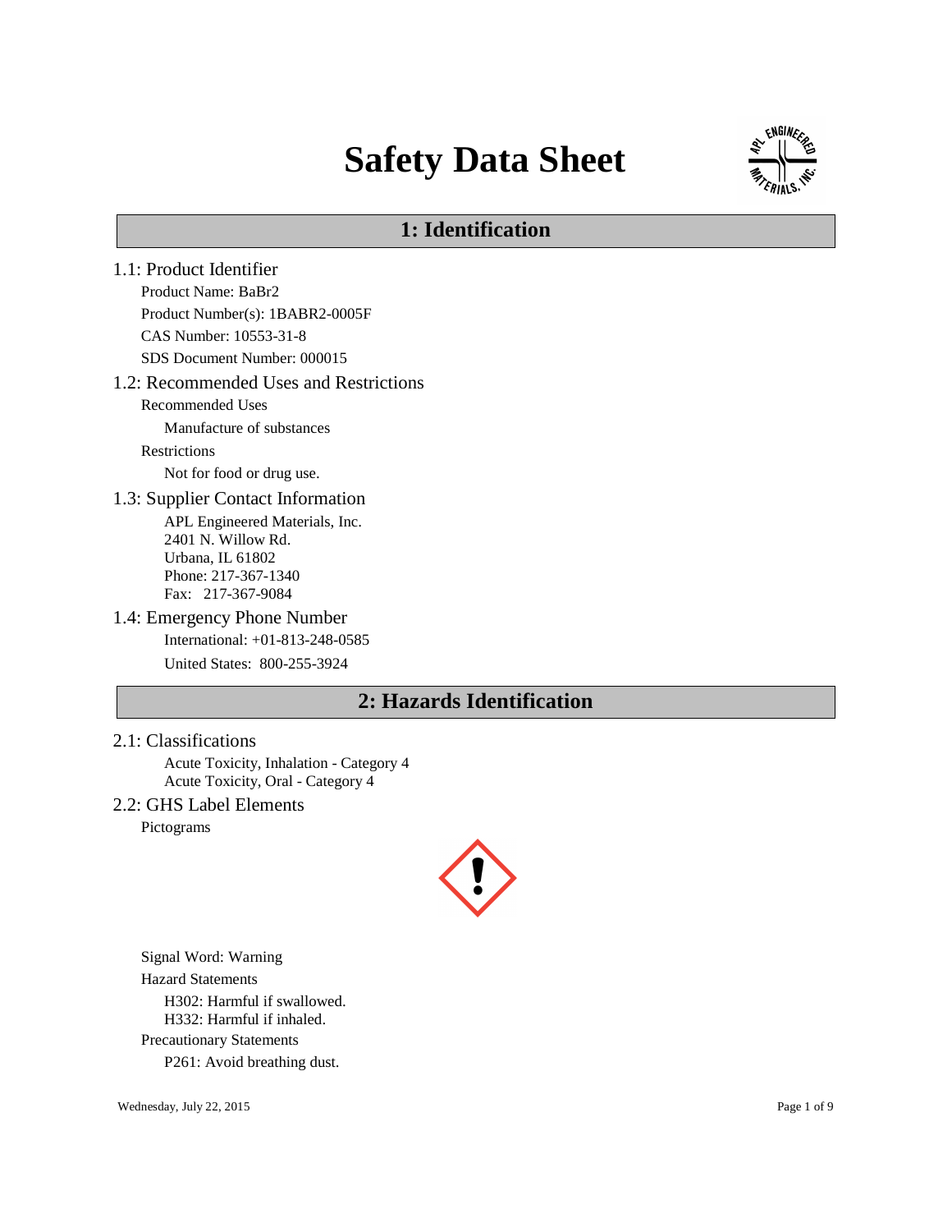# Safety Data Sheet

## 1: Identification

### 1.1: Product Identifier

Product Name: $BaBr_2$

Product Number(s): 1BABR2-0005F

CAS Number: 10553-31-8

SDS Document Number: 000015

### 1.2: Recommended Uses and Restrictions

Recommended Uses

Manufacture of substances

Restrictions

Not for food or drug use.

### 1.3: Supplier Contact Information

APL Engineered Materials, Inc.
2401 N. Willow Rd.
Urbana, IL 61802
Phone: 217-367-1340
Fax: 217-367-9084

### 1.4: Emergency Phone Number

International: +01-813-248-0585

United States: 800-255-3924

## 2: Hazards Identification

### 2.1: Classifications

Acute Toxicity, Inhalation - Category 4
Acute Toxicity, Oral - Category 4

### 2.2: GHS Label Elements

Pictograms

Signal Word: Warning

Hazard Statements

H302: Harmful if swallowed.
H332: Harmful if inhaled.

Precautionary Statements

P261: Avoid breathing dust.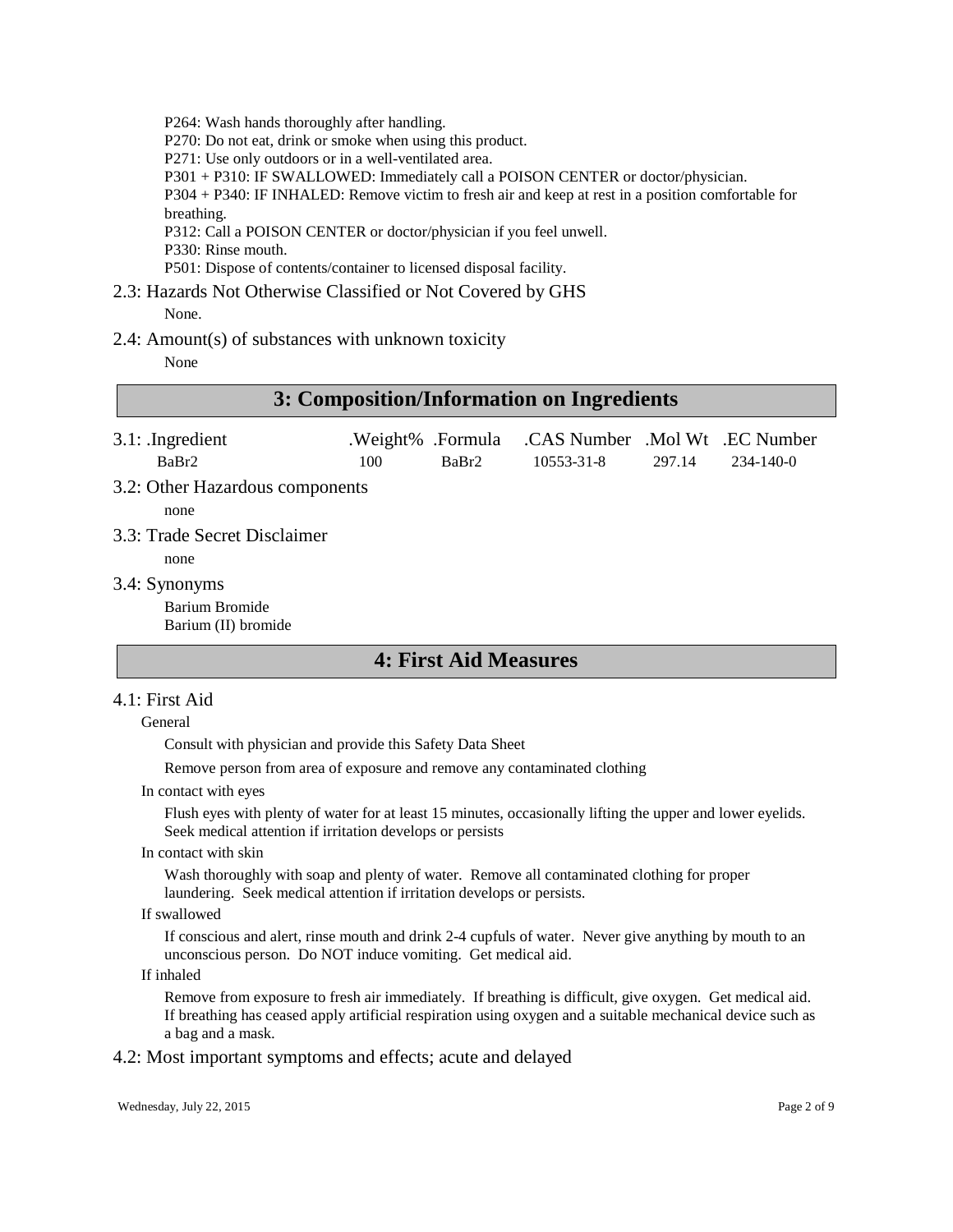P264: Wash hands thoroughly after handling.
P270: Do not eat, drink or smoke when using this product.
P271: Use only outdoors or in a well-ventilated area.
P301 + P310: IF SWALLOWED: Immediately call a POISON CENTER or doctor/physician.
P304 + P340: IF INHALED: Remove victim to fresh air and keep at rest in a position comfortable for breathing.
P312: Call a POISON CENTER or doctor/physician if you feel unwell.
P330: Rinse mouth.
P501: Dispose of contents/container to licensed disposal facility.

### 2.3: Hazards Not Otherwise Classified or Not Covered by GHS

None.

### 2.4: Amount(s) of substances with unknown toxicity

None

## 3: Composition/Information on Ingredients

### 3.1: .Ingredient

| .Ingredient | .Weight% | .Formula | .CAS Number | .Mol Wt | .EC Number |
|---|---|---|---|---|---|
| $BaBr_2$ | 100 | $BaBr_2$ | 10553-31-8 | 297.14 | 234-140-0 |

### 3.2: Other Hazardous components

none

### 3.3: Trade Secret Disclaimer

none

### 3.4: Synonyms

Barium Bromide
Barium (II) bromide

## 4: First Aid Measures

### 4.1: First Aid

General

Consult with physician and provide this Safety Data Sheet

Remove person from area of exposure and remove any contaminated clothing

In contact with eyes

Flush eyes with plenty of water for at least 15 minutes, occasionally lifting the upper and lower eyelids. Seek medical attention if irritation develops or persists

In contact with skin

Wash thoroughly with soap and plenty of water. Remove all contaminated clothing for proper laundering. Seek medical attention if irritation develops or persists.

If swallowed

If conscious and alert, rinse mouth and drink 2-4 cupfuls of water. Never give anything by mouth to an unconscious person. Do NOT induce vomiting. Get medical aid.

If inhaled

Remove from exposure to fresh air immediately. If breathing is difficult, give oxygen. Get medical aid. If breathing has ceased apply artificial respiration using oxygen and a suitable mechanical device such as a bag and a mask.

### 4.2: Most important symptoms and effects; acute and delayed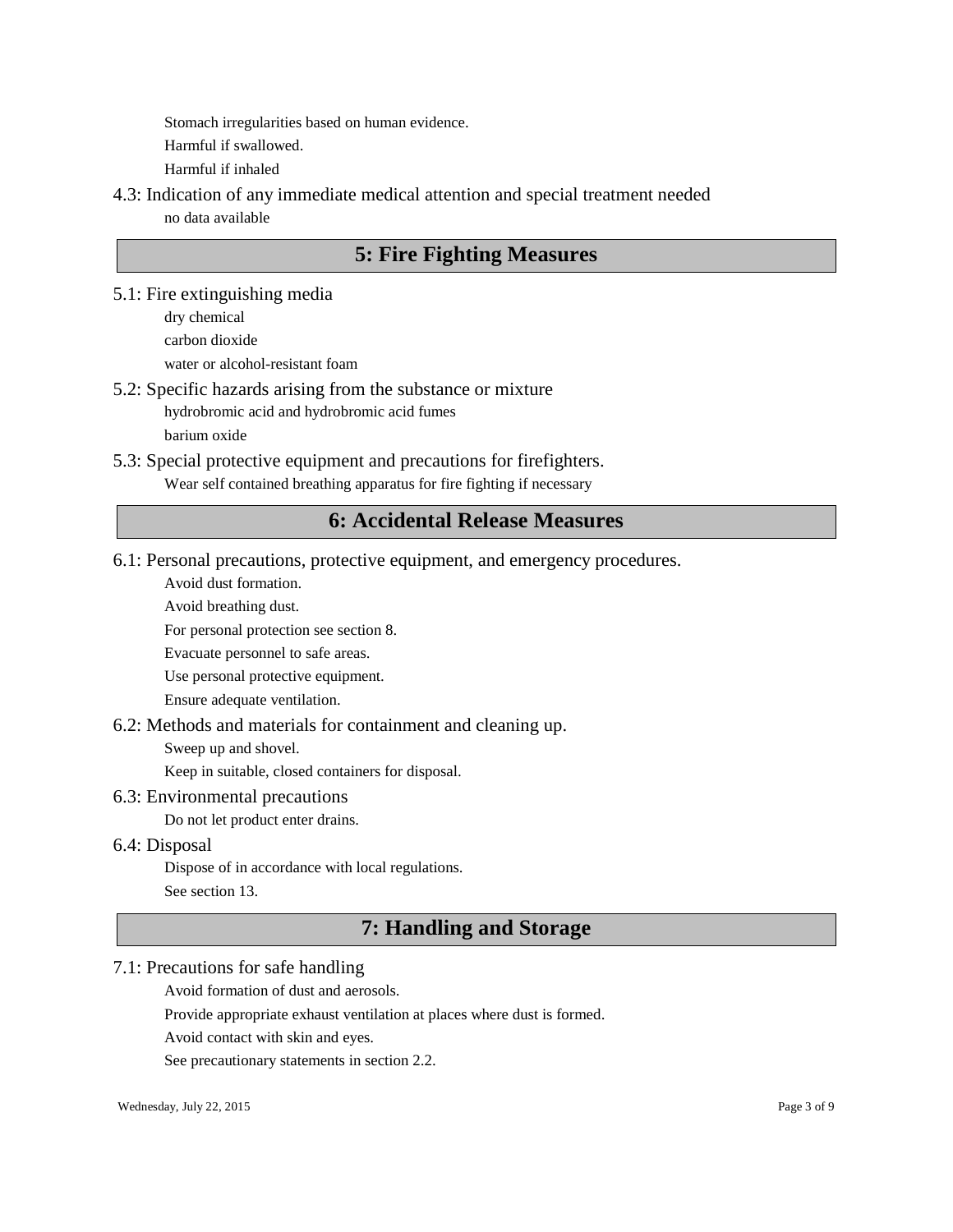Stomach irregularities based on human evidence.

Harmful if swallowed.

Harmful if inhaled

### 4.3: Indication of any immediate medical attention and special treatment needed

no data available

## 5: Fire Fighting Measures

### 5.1: Fire extinguishing media

dry chemical

carbon dioxide

water or alcohol-resistant foam

### 5.2: Specific hazards arising from the substance or mixture

hydrobromic acid and hydrobromic acid fumes

barium oxide

### 5.3: Special protective equipment and precautions for firefighters.

Wear self contained breathing apparatus for fire fighting if necessary

## 6: Accidental Release Measures

### 6.1: Personal precautions, protective equipment, and emergency procedures.

Avoid dust formation.

Avoid breathing dust.

For personal protection see section 8.

Evacuate personnel to safe areas.

Use personal protective equipment.

Ensure adequate ventilation.

### 6.2: Methods and materials for containment and cleaning up.

Sweep up and shovel.

Keep in suitable, closed containers for disposal.

### 6.3: Environmental precautions

Do not let product enter drains.

### 6.4: Disposal

Dispose of in accordance with local regulations.

See section 13.

## 7: Handling and Storage

### 7.1: Precautions for safe handling

Avoid formation of dust and aerosols.

Provide appropriate exhaust ventilation at places where dust is formed.

Avoid contact with skin and eyes.

See precautionary statements in section 2.2.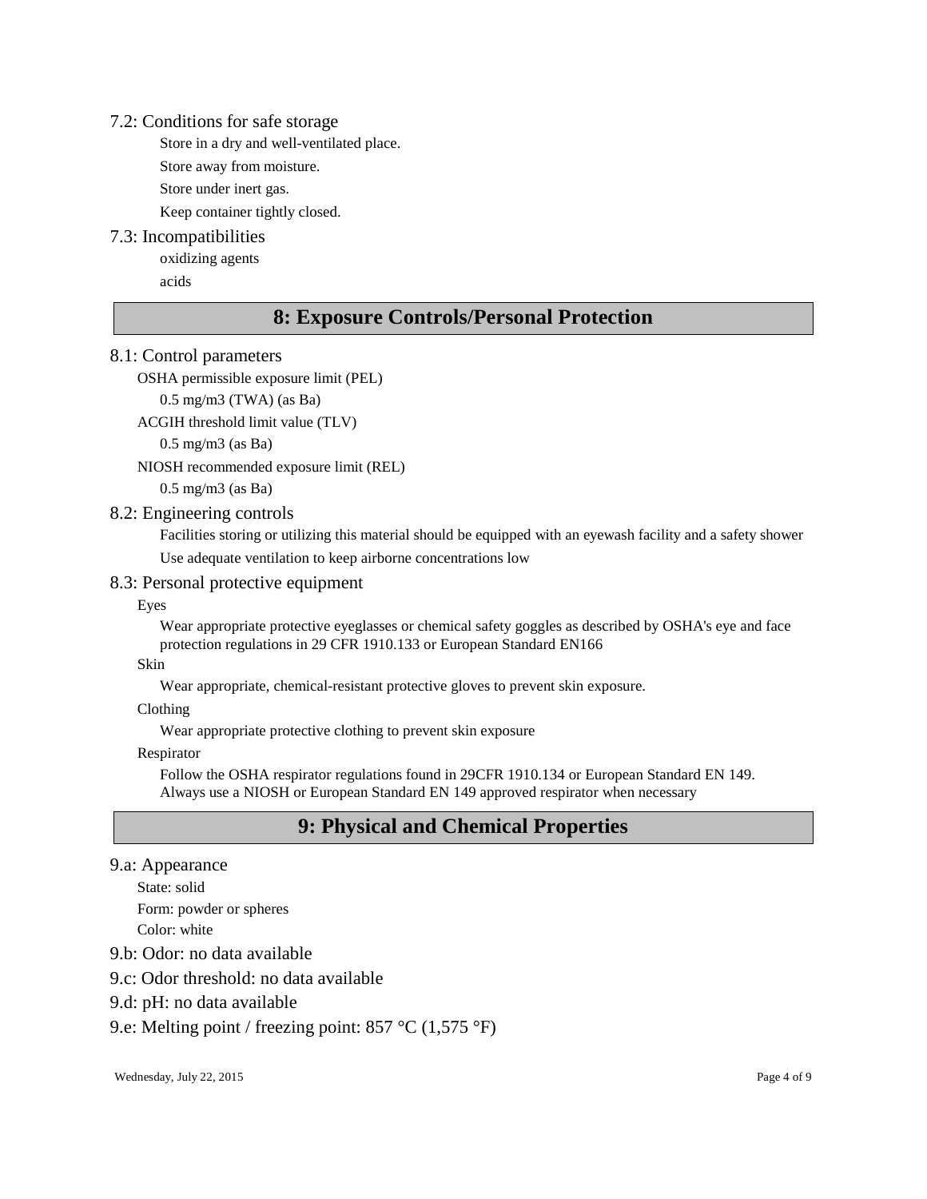### 7.2: Conditions for safe storage

Store in a dry and well-ventilated place.

Store away from moisture.

Store under inert gas.

Keep container tightly closed.

### 7.3: Incompatibilities

oxidizing agents

acids

## 8: Exposure Controls/Personal Protection

### 8.1: Control parameters

OSHA permissible exposure limit (PEL)

0.5 mg/m3 (TWA) (as Ba)

ACGIH threshold limit value (TLV)

0.5 mg/m3 (as Ba)

NIOSH recommended exposure limit (REL)

0.5 mg/m3 (as Ba)

### 8.2: Engineering controls

Facilities storing or utilizing this material should be equipped with an eyewash facility and a safety shower

Use adequate ventilation to keep airborne concentrations low

### 8.3: Personal protective equipment

Eyes

Wear appropriate protective eyeglasses or chemical safety goggles as described by OSHA's eye and face protection regulations in 29 CFR 1910.133 or European Standard EN166

Skin

Wear appropriate, chemical-resistant protective gloves to prevent skin exposure.

Clothing

Wear appropriate protective clothing to prevent skin exposure

Respirator

Follow the OSHA respirator regulations found in 29CFR 1910.134 or European Standard EN 149. Always use a NIOSH or European Standard EN 149 approved respirator when necessary

## 9: Physical and Chemical Properties

### 9.a: Appearance

State: solid

Form: powder or spheres

Color: white

### 9.b: Odor: no data available

### 9.c: Odor threshold: no data available

### 9.d: pH: no data available

### 9.e: Melting point / freezing point: 857 °C (1,575 °F)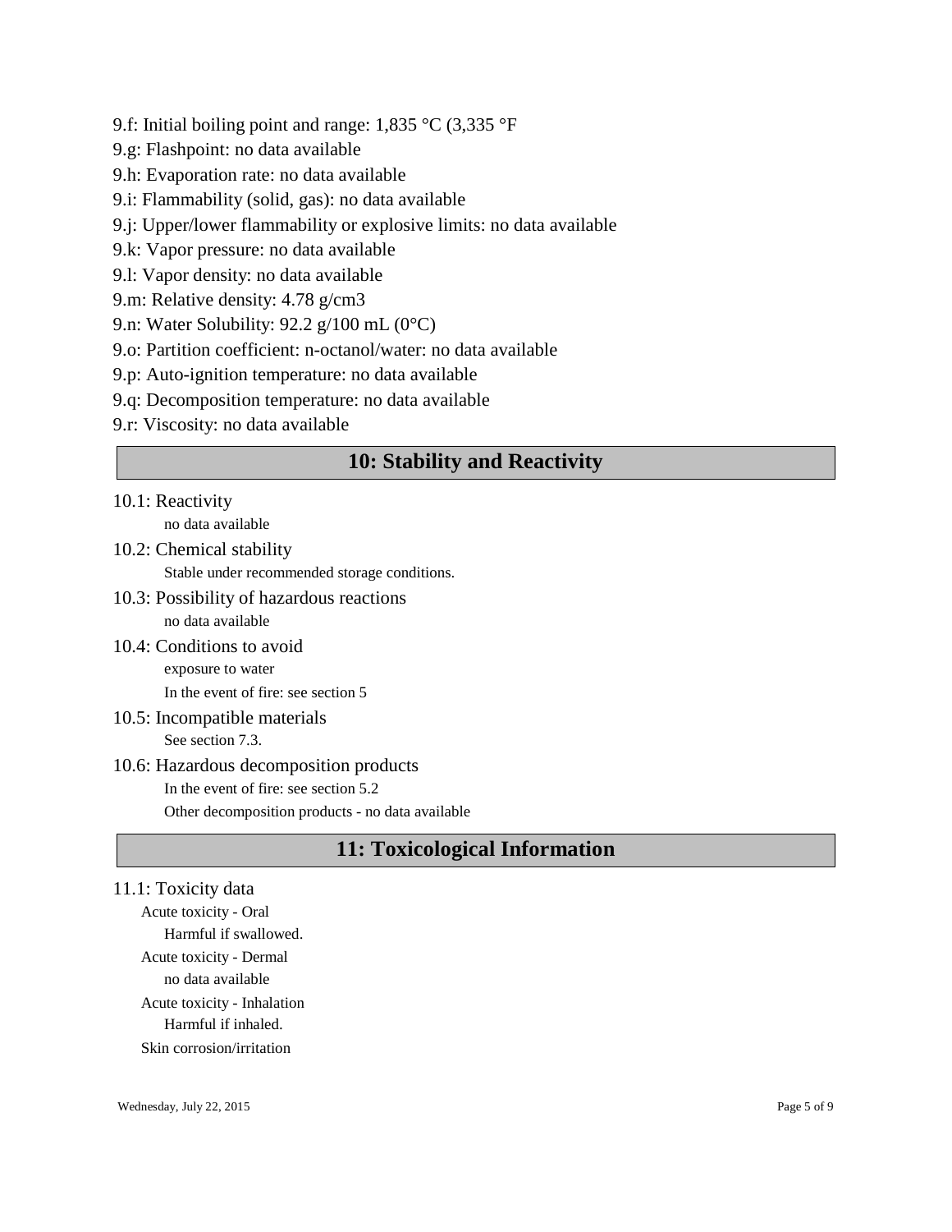9.f: Initial boiling point and range: 1,835 °C (3,335 °F

9.g: Flashpoint: no data available

9.h: Evaporation rate: no data available

9.i: Flammability (solid, gas): no data available

9.j: Upper/lower flammability or explosive limits: no data available

9.k: Vapor pressure: no data available

9.l: Vapor density: no data available

9.m: Relative density: 4.78 g/cm3

9.n: Water Solubility: 92.2 g/100 mL (0°C)

9.o: Partition coefficient: n-octanol/water: no data available

9.p: Auto-ignition temperature: no data available

9.q: Decomposition temperature: no data available

9.r: Viscosity: no data available

## 10: Stability and Reactivity

10.1: Reactivity

no data available

10.2: Chemical stability

Stable under recommended storage conditions.

10.3: Possibility of hazardous reactions

no data available

10.4: Conditions to avoid

exposure to water

In the event of fire: see section 5

10.5: Incompatible materials

See section 7.3.

10.6: Hazardous decomposition products

In the event of fire: see section 5.2

Other decomposition products - no data available

## 11: Toxicological Information

11.1: Toxicity data

Acute toxicity - Oral

Harmful if swallowed.

Acute toxicity - Dermal

no data available

Acute toxicity - Inhalation

Harmful if inhaled.

Skin corrosion/irritation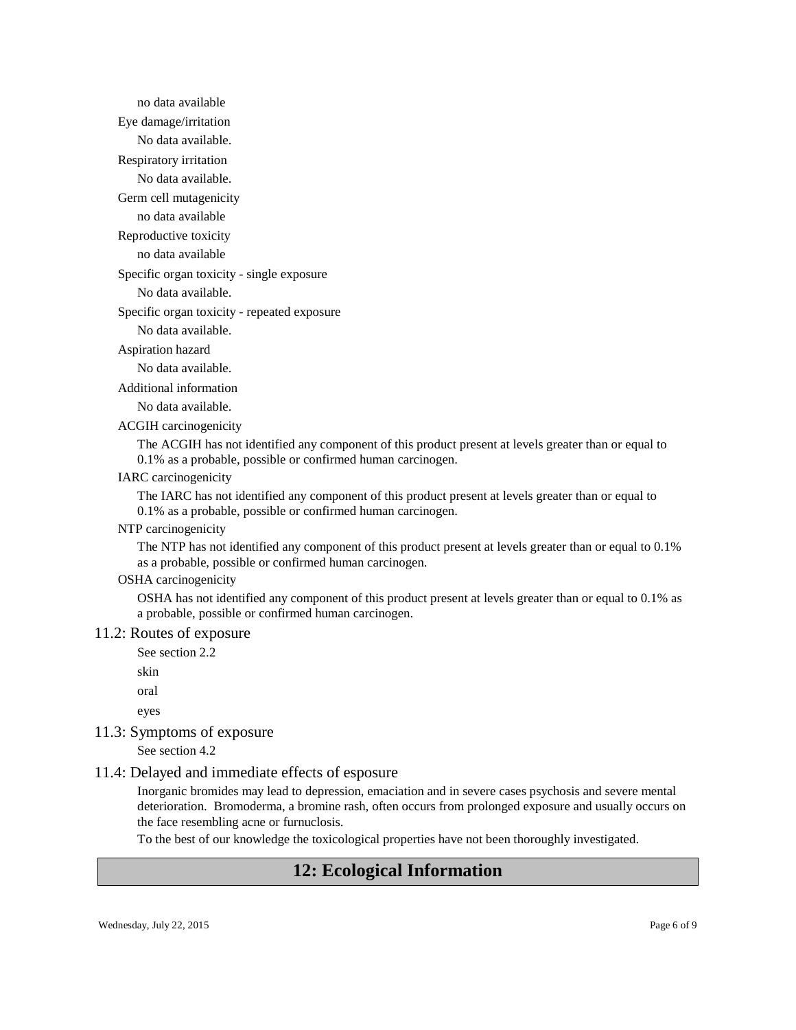no data available

Eye damage/irritation

No data available.

Respiratory irritation

No data available.

Germ cell mutagenicity

no data available

Reproductive toxicity

no data available

Specific organ toxicity - single exposure

No data available.

Specific organ toxicity - repeated exposure

No data available.

Aspiration hazard

No data available.

Additional information

No data available.

ACGIH carcinogenicity

The ACGIH has not identified any component of this product present at levels greater than or equal to 0.1% as a probable, possible or confirmed human carcinogen.

IARC carcinogenicity

The IARC has not identified any component of this product present at levels greater than or equal to 0.1% as a probable, possible or confirmed human carcinogen.

NTP carcinogenicity

The NTP has not identified any component of this product present at levels greater than or equal to 0.1% as a probable, possible or confirmed human carcinogen.

OSHA carcinogenicity

OSHA has not identified any component of this product present at levels greater than or equal to 0.1% as a probable, possible or confirmed human carcinogen.

### 11.2: Routes of exposure

See section 2.2

skin

oral

eyes

### 11.3: Symptoms of exposure

See section 4.2

### 11.4: Delayed and immediate effects of esposure

Inorganic bromides may lead to depression, emaciation and in severe cases psychosis and severe mental deterioration. Bromoderma, a bromine rash, often occurs from prolonged exposure and usually occurs on the face resembling acne or furnuclosis.

To the best of our knowledge the toxicological properties have not been thoroughly investigated.

## 12: Ecological Information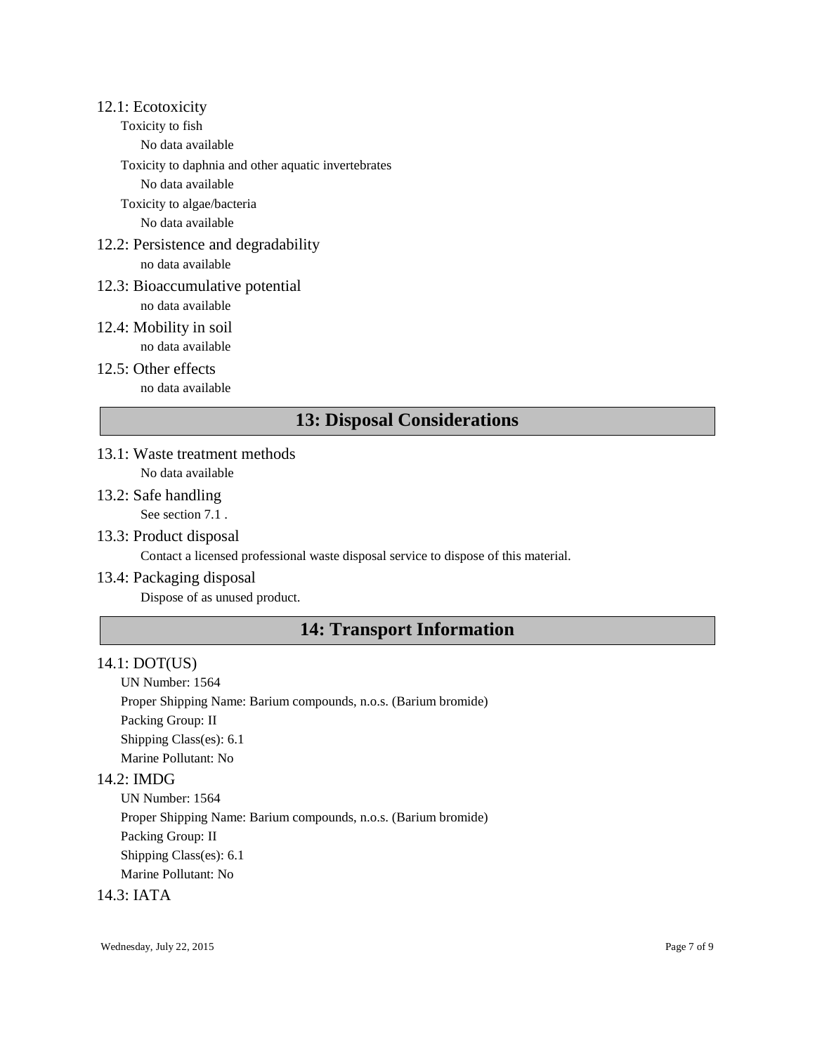### 12.1: Ecotoxicity

Toxicity to fish

No data available

Toxicity to daphnia and other aquatic invertebrates

No data available

Toxicity to algae/bacteria

No data available

### 12.2: Persistence and degradability

no data available

### 12.3: Bioaccumulative potential

no data available

### 12.4: Mobility in soil

no data available

### 12.5: Other effects

no data available

## 13: Disposal Considerations

### 13.1: Waste treatment methods

No data available

### 13.2: Safe handling

See section 7.1 .

### 13.3: Product disposal

Contact a licensed professional waste disposal service to dispose of this material.

### 13.4: Packaging disposal

Dispose of as unused product.

## 14: Transport Information

### 14.1: DOT(US)

UN Number: 1564

Proper Shipping Name: Barium compounds, n.o.s. (Barium bromide)

Packing Group: II

Shipping Class(es): 6.1

Marine Pollutant: No

### 14.2: IMDG

UN Number: 1564

Proper Shipping Name: Barium compounds, n.o.s. (Barium bromide)

Packing Group: II

Shipping Class(es): 6.1

Marine Pollutant: No

### 14.3: IATA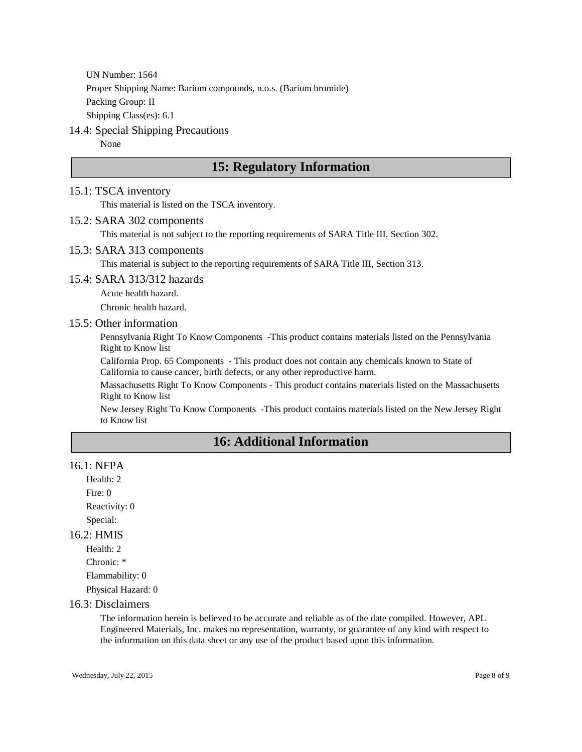UN Number: 1564

Proper Shipping Name: Barium compounds, n.o.s. (Barium bromide)

Packing Group: II

Shipping Class(es): 6.1

### 14.4: Special Shipping Precautions

None

## 15: Regulatory Information

### 15.1: TSCA inventory

This material is listed on the TSCA inventory.

### 15.2: SARA 302 components

This material is not subject to the reporting requirements of SARA Title III, Section 302.

### 15.3: SARA 313 components

This material is subject to the reporting requirements of SARA Title III, Section 313.

### 15.4: SARA 313/312 hazards

Acute health hazard.

Chronic health hazard.

### 15.5: Other information

Pennsylvania Right To Know Components -This product contains materials listed on the Pennsylvania Right to Know list

California Prop. 65 Components - This product does not contain any chemicals known to State of California to cause cancer, birth defects, or any other reproductive harm.

Massachusetts Right To Know Components - This product contains materials listed on the Massachusetts Right to Know list

New Jersey Right To Know Components -This product contains materials listed on the New Jersey Right to Know list

## 16: Additional Information

### 16.1: NFPA

Health: 2

Fire: 0

Reactivity: 0

Special:

### 16.2: HMIS

Health: 2

Chronic: *

Flammability: 0

Physical Hazard: 0

### 16.3: Disclaimers

The information herein is believed to be accurate and reliable as of the date compiled. However, APL Engineered Materials, Inc. makes no representation, warranty, or guarantee of any kind with respect to the information on this data sheet or any use of the product based upon this information.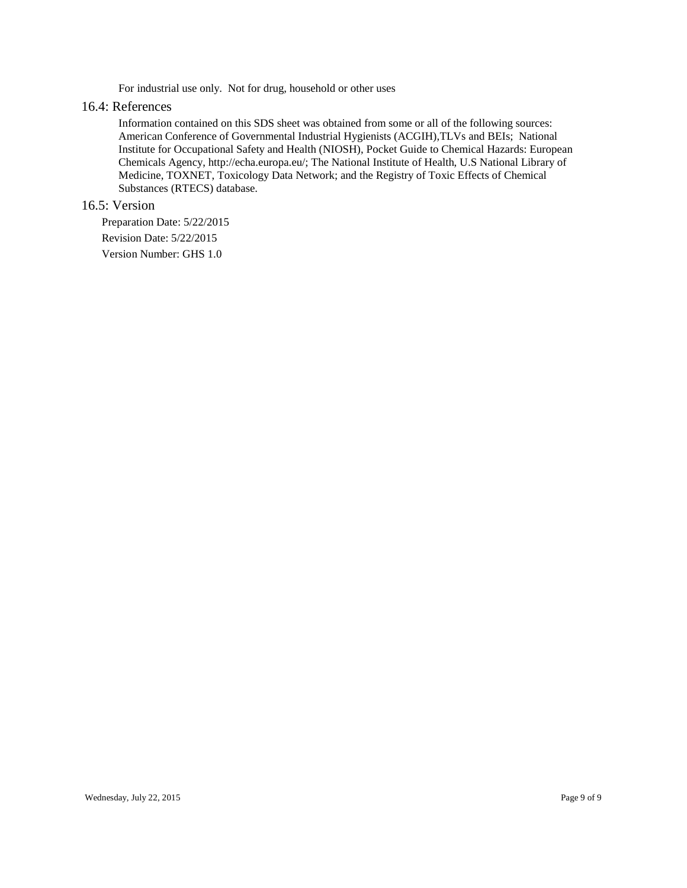For industrial use only. Not for drug, household or other uses

## 16.4: References

Information contained on this SDS sheet was obtained from some or all of the following sources: American Conference of Governmental Industrial Hygienists (ACGIH),TLVs and BEIs; National Institute for Occupational Safety and Health (NIOSH), Pocket Guide to Chemical Hazards: European Chemicals Agency, http://echa.europa.eu/; The National Institute of Health, U.S National Library of Medicine, TOXNET, Toxicology Data Network; and the Registry of Toxic Effects of Chemical Substances (RTECS) database.

## 16.5: Version

Preparation Date: 5/22/2015

Revision Date: 5/22/2015

Version Number: GHS 1.0